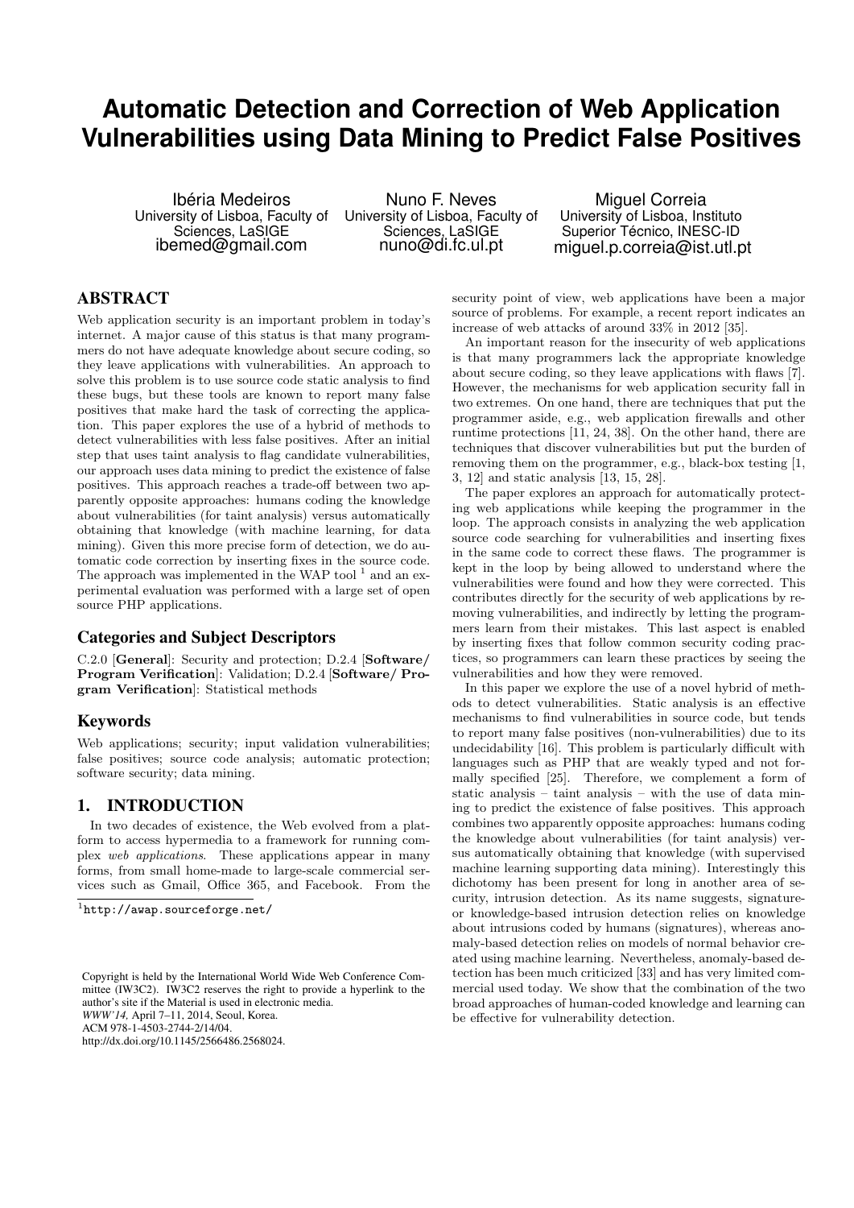# Automatic Detection and Correction of Web Application Vulnerabilities using Data Mining to Predict False Positives

Ibéria Medeiros
University of Lisboa, Faculty of Sciences, LaSIGE
ibemed@gmail.com

Nuno F. Neves
University of Lisboa, Faculty of Sciences, LaSIGE
nuno@di.fc.ul.pt

Miguel Correia
University of Lisboa, Instituto Superior Técnico, INESC-ID
miguel.p.correia@ist.utl.pt

## ABSTRACT

Web application security is an important problem in today's internet. A major cause of this status is that many programmers do not have adequate knowledge about secure coding, so they leave applications with vulnerabilities. An approach to solve this problem is to use source code static analysis to find these bugs, but these tools are known to report many false positives that make hard the task of correcting the application. This paper explores the use of a hybrid of methods to detect vulnerabilities with less false positives. After an initial step that uses taint analysis to flag candidate vulnerabilities, our approach uses data mining to predict the existence of false positives. This approach reaches a trade-off between two apparently opposite approaches: humans coding the knowledge about vulnerabilities (for taint analysis) versus automatically obtaining that knowledge (with machine learning, for data mining). Given this more precise form of detection, we do automatic code correction by inserting fixes in the source code. The approach was implemented in the WAP tool [1] and an experimental evaluation was performed with a large set of open source PHP applications.

### Categories and Subject Descriptors

C.2.0 [**General**]: Security and protection; D.2.4 [**Software/ Program Verification**]: Validation; D.2.4 [**Software/ Program Verification**]: Statistical methods

### Keywords

Web applications; security; input validation vulnerabilities; false positives; source code analysis; automatic protection; software security; data mining.

## 1. INTRODUCTION

In two decades of existence, the Web evolved from a platform to access hypermedia to a framework for running complex *web applications*. These applications appear in many forms, from small home-made to large-scale commercial services such as Gmail, Office 365, and Facebook. From the security point of view, web applications have been a major source of problems. For example, a recent report indicates an increase of web attacks of around 33% in 2012 [35].

An important reason for the insecurity of web applications is that many programmers lack the appropriate knowledge about secure coding, so they leave applications with flaws [7]. However, the mechanisms for web application security fall in two extremes. On one hand, there are techniques that put the programmer aside, e.g., web application firewalls and other runtime protections [11, 24, 38]. On the other hand, there are techniques that discover vulnerabilities but put the burden of removing them on the programmer, e.g., black-box testing [1, 3, 12] and static analysis [13, 15, 28].

The paper explores an approach for automatically protecting web applications while keeping the programmer in the loop. The approach consists in analyzing the web application source code searching for vulnerabilities and inserting fixes in the same code to correct these flaws. The programmer is kept in the loop by being allowed to understand where the vulnerabilities were found and how they were corrected. This contributes directly for the security of web applications by removing vulnerabilities, and indirectly by letting the programmers learn from their mistakes. This last aspect is enabled by inserting fixes that follow common security coding practices, so programmers can learn these practices by seeing the vulnerabilities and how they were removed.

In this paper we explore the use of a novel hybrid of methods to detect vulnerabilities. Static analysis is an effective mechanisms to find vulnerabilities in source code, but tends to report many false positives (non-vulnerabilities) due to its undecidability [16]. This problem is particularly difficult with languages such as PHP that are weakly typed and not formally specified [25]. Therefore, we complement a form of static analysis – taint analysis – with the use of data mining to predict the existence of false positives. This approach combines two apparently opposite approaches: humans coding the knowledge about vulnerabilities (for taint analysis) versus automatically obtaining that knowledge (with supervised machine learning supporting data mining). Interestingly this dichotomy has been present for long in another area of security, intrusion detection. As its name suggests, signature- or knowledge-based intrusion detection relies on knowledge about intrusions coded by humans (signatures), whereas anomaly-based detection relies on models of normal behavior created using machine learning. Nevertheless, anomaly-based detection has been much criticized [33] and has very limited commercial used today. We show that the combination of the two broad approaches of human-coded knowledge and learning can be effective for vulnerability detection.

[1] http://awap.sourceforge.net/

Copyright is held by the International World Wide Web Conference Committee (IW3C2). IW3C2 reserves the right to provide a hyperlink to the author's site if the Material is used in electronic media.
*WWW'14,* April 7–11, 2014, Seoul, Korea.
ACM 978-1-4503-2744-2/14/04.
http://dx.doi.org/10.1145/2566486.2568024.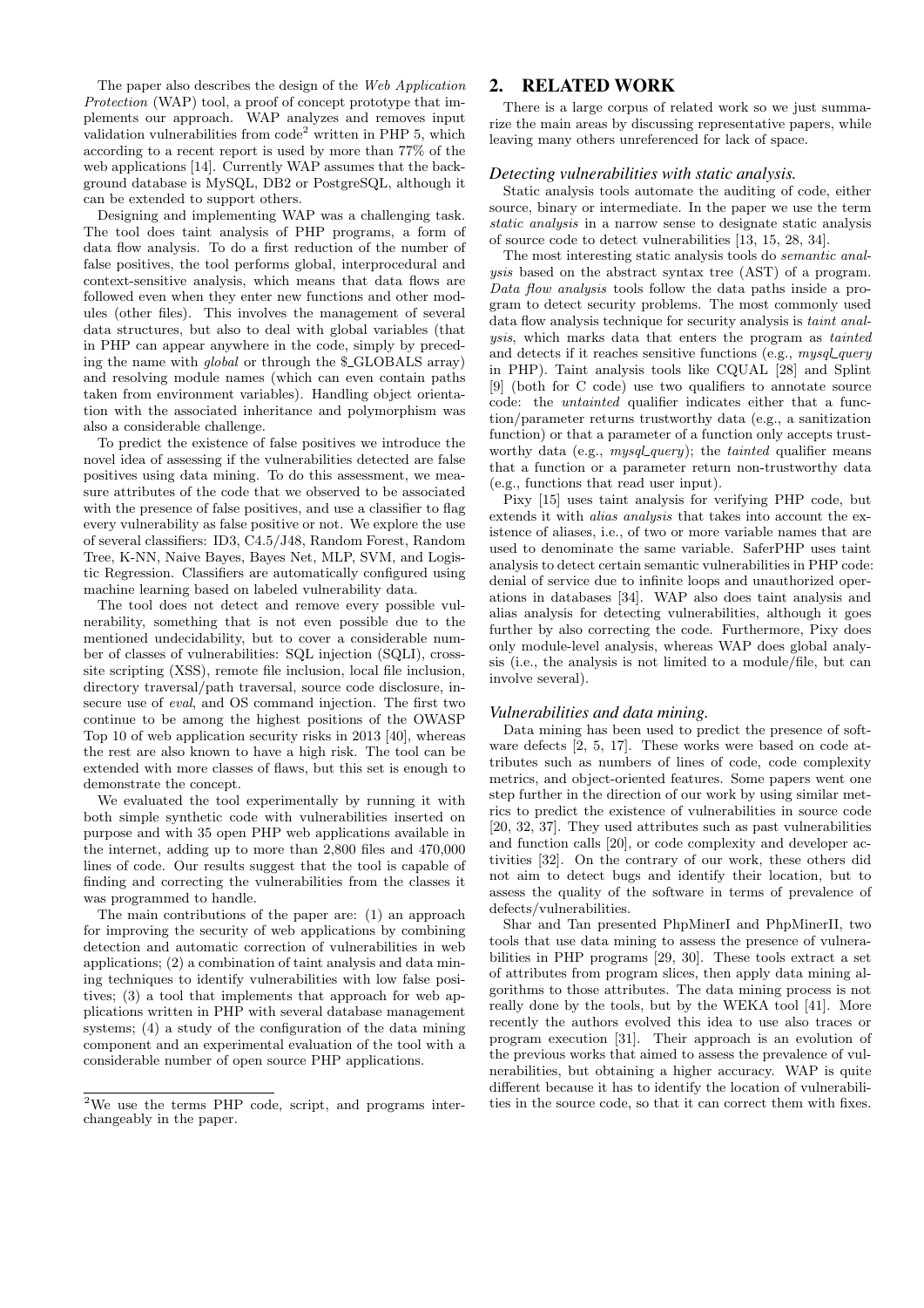The paper also describes the design of the *Web Application Protection* (WAP) tool, a proof of concept prototype that implements our approach. WAP analyzes and removes input validation vulnerabilities from code[2] written in PHP 5, which according to a recent report is used by more than 77% of the web applications [14]. Currently WAP assumes that the background database is MySQL, DB2 or PostgreSQL, although it can be extended to support others.

Designing and implementing WAP was a challenging task. The tool does taint analysis of PHP programs, a form of data flow analysis. To do a first reduction of the number of false positives, the tool performs global, interprocedural and context-sensitive analysis, which means that data flows are followed even when they enter new functions and other modules (other files). This involves the management of several data structures, but also to deal with global variables (that in PHP can appear anywhere in the code, simply by preceding the name with *global* or through the $_GLOBALS array) and resolving module names (which can even contain paths taken from environment variables). Handling object orientation with the associated inheritance and polymorphism was also a considerable challenge.

To predict the existence of false positives we introduce the novel idea of assessing if the vulnerabilities detected are false positives using data mining. To do this assessment, we measure attributes of the code that we observed to be associated with the presence of false positives, and use a classifier to flag every vulnerability as false positive or not. We explore the use of several classifiers: ID3, C4.5/J48, Random Forest, Random Tree, K-NN, Naive Bayes, Bayes Net, MLP, SVM, and Logistic Regression. Classifiers are automatically configured using machine learning based on labeled vulnerability data.

The tool does not detect and remove every possible vulnerability, something that is not even possible due to the mentioned undecidability, but to cover a considerable number of classes of vulnerabilities: SQL injection (SQLI), cross-site scripting (XSS), remote file inclusion, local file inclusion, directory traversal/path traversal, source code disclosure, insecure use of *eval*, and OS command injection. The first two continue to be among the highest positions of the OWASP Top 10 of web application security risks in 2013 [40], whereas the rest are also known to have a high risk. The tool can be extended with more classes of flaws, but this set is enough to demonstrate the concept.

We evaluated the tool experimentally by running it with both simple synthetic code with vulnerabilities inserted on purpose and with 35 open PHP web applications available in the internet, adding up to more than 2,800 files and 470,000 lines of code. Our results suggest that the tool is capable of finding and correcting the vulnerabilities from the classes it was programmed to handle.

The main contributions of the paper are: (1) an approach for improving the security of web applications by combining detection and automatic correction of vulnerabilities in web applications; (2) a combination of taint analysis and data mining techniques to identify vulnerabilities with low false positives; (3) a tool that implements that approach for web applications written in PHP with several database management systems; (4) a study of the configuration of the data mining component and an experimental evaluation of the tool with a considerable number of open source PHP applications.

[2] We use the terms PHP code, script, and programs interchangeably in the paper.

## 2. RELATED WORK

There is a large corpus of related work so we just summarize the main areas by discussing representative papers, while leaving many others unreferenced for lack of space.

### *Detecting vulnerabilities with static analysis.*

Static analysis tools automate the auditing of code, either source, binary or intermediate. In the paper we use the term *static analysis* in a narrow sense to designate static analysis of source code to detect vulnerabilities [13, 15, 28, 34].

The most interesting static analysis tools do *semantic analysis* based on the abstract syntax tree (AST) of a program. *Data flow analysis* tools follow the data paths inside a program to detect security problems. The most commonly used data flow analysis technique for security analysis is *taint analysis*, which marks data that enters the program as *tainted* and detects if it reaches sensitive functions (e.g., *mysql_query* in PHP). Taint analysis tools like CQUAL [28] and Splint [9] (both for C code) use two qualifiers to annotate source code: the *untainted* qualifier indicates either that a function/parameter returns trustworthy data (e.g., a sanitization function) or that a parameter of a function only accepts trustworthy data (e.g., *mysql_query*); the *tainted* qualifier means that a function or a parameter return non-trustworthy data (e.g., functions that read user input).

Pixy [15] uses taint analysis for verifying PHP code, but extends it with *alias analysis* that takes into account the existence of aliases, i.e., of two or more variable names that are used to denominate the same variable. SaferPHP uses taint analysis to detect certain semantic vulnerabilities in PHP code: denial of service due to infinite loops and unauthorized operations in databases [34]. WAP also does taint analysis and alias analysis for detecting vulnerabilities, although it goes further by also correcting the code. Furthermore, Pixy does only module-level analysis, whereas WAP does global analysis (i.e., the analysis is not limited to a module/file, but can involve several).

### *Vulnerabilities and data mining.*

Data mining has been used to predict the presence of software defects [2, 5, 17]. These works were based on code attributes such as numbers of lines of code, code complexity metrics, and object-oriented features. Some papers went one step further in the direction of our work by using similar metrics to predict the existence of vulnerabilities in source code [20, 32, 37]. They used attributes such as past vulnerabilities and function calls [20], or code complexity and developer activities [32]. On the contrary of our work, these others did not aim to detect bugs and identify their location, but to assess the quality of the software in terms of prevalence of defects/vulnerabilities.

Shar and Tan presented PhpMinerI and PhpMinerII, two tools that use data mining to assess the presence of vulnerabilities in PHP programs [29, 30]. These tools extract a set of attributes from program slices, then apply data mining algorithms to those attributes. The data mining process is not really done by the tools, but by the WEKA tool [41]. More recently the authors evolved this idea to use also traces or program execution [31]. Their approach is an evolution of the previous works that aimed to assess the prevalence of vulnerabilities, but obtaining a higher accuracy. WAP is quite different because it has to identify the location of vulnerabilities in the source code, so that it can correct them with fixes.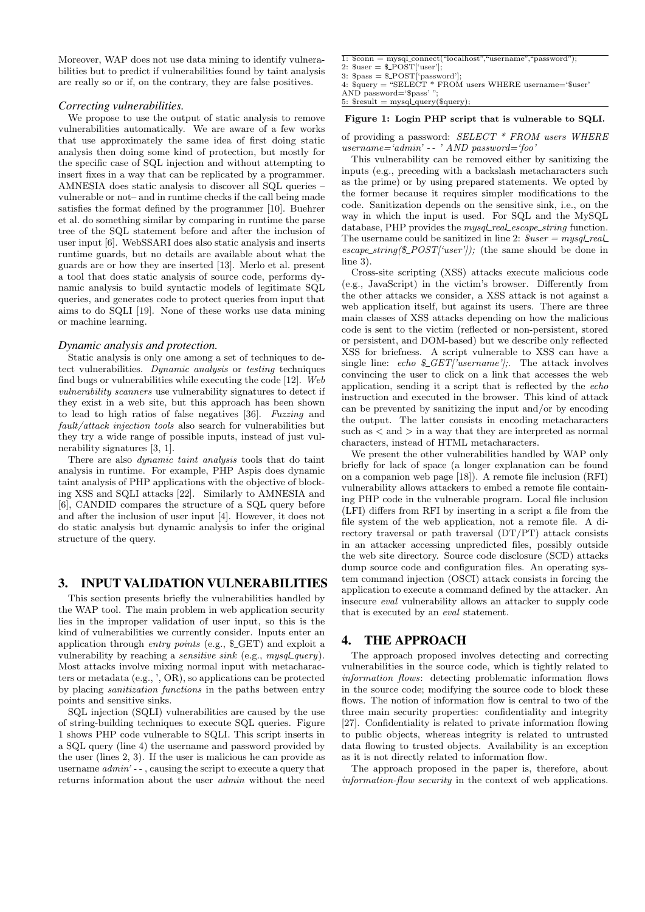Moreover, WAP does not use data mining to identify vulnerabilities but to predict if vulnerabilities found by taint analysis are really so or if, on the contrary, they are false positives.

### *Correcting vulnerabilities.*

We propose to use the output of static analysis to remove vulnerabilities automatically. We are aware of a few works that use approximately the same idea of first doing static analysis then doing some kind of protection, but mostly for the specific case of SQL injection and without attempting to insert fixes in a way that can be replicated by a programmer. AMNESIA does static analysis to discover all SQL queries – vulnerable or not– and in runtime checks if the call being made satisfies the format defined by the programmer [10]. Buehrer et al. do something similar by comparing in runtime the parse tree of the SQL statement before and after the inclusion of user input [6]. WebSSARI does also static analysis and inserts runtime guards, but no details are available about what the guards are or how they are inserted [13]. Merlo et al. present a tool that does static analysis of source code, performs dynamic analysis to build syntactic models of legitimate SQL queries, and generates code to protect queries from input that aims to do SQLI [19]. None of these works use data mining or machine learning.

### *Dynamic analysis and protection.*

Static analysis is only one among a set of techniques to detect vulnerabilities. *Dynamic analysis* or *testing* techniques find bugs or vulnerabilities while executing the code [12]. *Web vulnerability scanners* use vulnerability signatures to detect if they exist in a web site, but this approach has been shown to lead to high ratios of false negatives [36]. *Fuzzing* and *fault/attack injection tools* also search for vulnerabilities but they try a wide range of possible inputs, instead of just vulnerability signatures [3, 1].

There are also *dynamic taint analysis* tools that do taint analysis in runtime. For example, PHP Aspis does dynamic taint analysis of PHP applications with the objective of blocking XSS and SQLI attacks [22]. Similarly to AMNESIA and [6], CANDID compares the structure of a SQL query before and after the inclusion of user input [4]. However, it does not do static analysis but dynamic analysis to infer the original structure of the query.

## 3. INPUT VALIDATION VULNERABILITIES

This section presents briefly the vulnerabilities handled by the WAP tool. The main problem in web application security lies in the improper validation of user input, so this is the kind of vulnerabilities we currently consider. Inputs enter an application through *entry points* (e.g., $_GET) and exploit a vulnerability by reaching a *sensitive sink* (e.g., *mysql_query*). Most attacks involve mixing normal input with metacharacters or metadata (e.g., ', OR), so applications can be protected by placing *sanitization functions* in the paths between entry points and sensitive sinks.

SQL injection (SQLI) vulnerabilities are caused by the use of string-building techniques to execute SQL queries. Figure 1 shows PHP code vulnerable to SQLI. This script inserts in a SQL query (line 4) the username and password provided by the user (lines 2, 3). If the user is malicious he can provide as username *admin' - -* , causing the script to execute a query that returns information about the user *admin* without the need of providing a password: *SELECT \* FROM users WHERE username='admin' - - ' AND password='foo'*

```
1: $conn = mysql_connect("localhost","username","password");
2: $user = $_POST['user'];
3: $pass = $_POST['password'];
4: $query = "SELECT * FROM users WHERE username='$user'
AND password='$pass' ";
5: $result = mysql_query($query);
```

**Figure 1: Login PHP script that is vulnerable to SQLI.**

This vulnerability can be removed either by sanitizing the inputs (e.g., preceding with a backslash metacharacters such as the prime) or by using prepared statements. We opted by the former because it requires simpler modifications to the code. Sanitization depends on the sensitive sink, i.e., on the way in which the input is used. For SQL and the MySQL database, PHP provides the *mysql_real_escape_string* function. The username could be sanitized in line 2: *$user = mysql_real_escape_string($_POST['user']);* (the same should be done in line 3).

Cross-site scripting (XSS) attacks execute malicious code (e.g., JavaScript) in the victim's browser. Differently from the other attacks we consider, a XSS attack is not against a web application itself, but against its users. There are three main classes of XSS attacks depending on how the malicious code is sent to the victim (reflected or non-persistent, stored or persistent, and DOM-based) but we describe only reflected XSS for briefness. A script vulnerable to XSS can have a single line: *echo $_GET['username'];*. The attack involves convincing the user to click on a link that accesses the web application, sending it a script that is reflected by the *echo* instruction and executed in the browser. This kind of attack can be prevented by sanitizing the input and/or by encoding the output. The latter consists in encoding metacharacters such as < and > in a way that they are interpreted as normal characters, instead of HTML metacharacters.

We present the other vulnerabilities handled by WAP only briefly for lack of space (a longer explanation can be found on a companion web page [18]). A remote file inclusion (RFI) vulnerability allows attackers to embed a remote file containing PHP code in the vulnerable program. Local file inclusion (LFI) differs from RFI by inserting in a script a file from the file system of the web application, not a remote file. A directory traversal or path traversal (DT/PT) attack consists in an attacker accessing unpredicted files, possibly outside the web site directory. Source code disclosure (SCD) attacks dump source code and configuration files. An operating system command injection (OSCI) attack consists in forcing the application to execute a command defined by the attacker. An insecure *eval* vulnerability allows an attacker to supply code that is executed by an *eval* statement.

## 4. THE APPROACH

The approach proposed involves detecting and correcting vulnerabilities in the source code, which is tightly related to *information flows*: detecting problematic information flows in the source code; modifying the source code to block these flows. The notion of information flow is central to two of the three main security properties: confidentiality and integrity [27]. Confidentiality is related to private information flowing to public objects, whereas integrity is related to untrusted data flowing to trusted objects. Availability is an exception as it is not directly related to information flow.

The approach proposed in the paper is, therefore, about *information-flow security* in the context of web applications.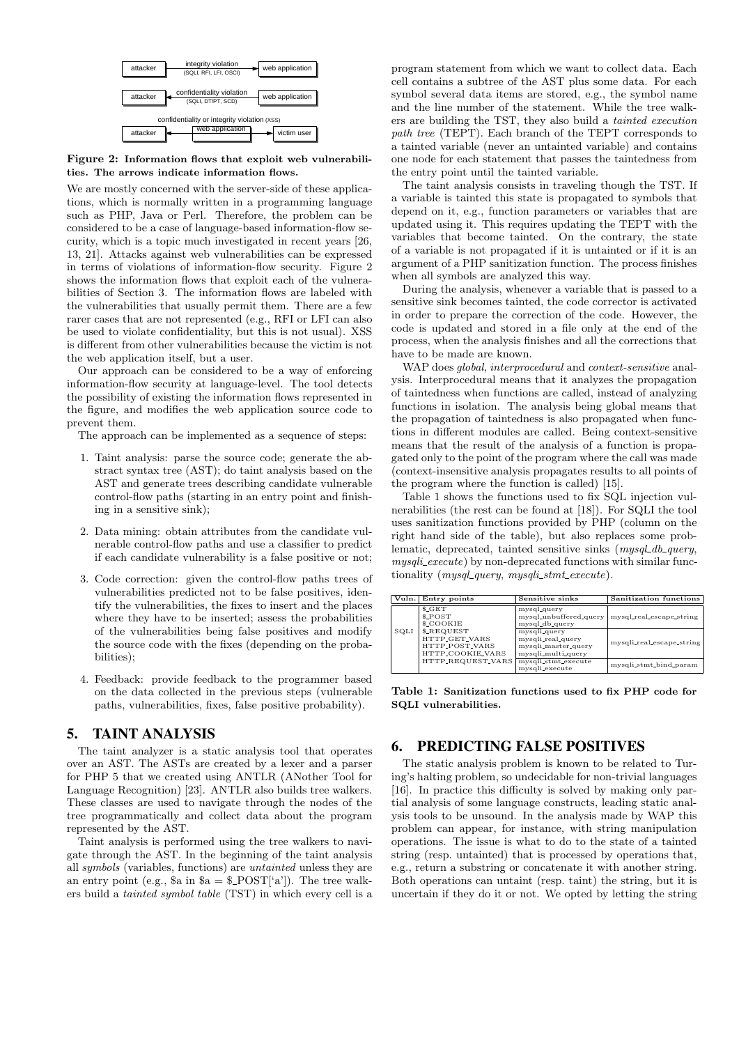attacker → integrity violation (SQLI, RFI, LFI, OSCI) → web application

attacker ← confidentiality violation (SQLI, DT/PT, SCD) ← web application

confidentiality or integrity violation (XSS): attacker ↔ web application ↔ victim user

**Figure 2: Information flows that exploit web vulnerabilities. The arrows indicate information flows.**

We are mostly concerned with the server-side of these applications, which is normally written in a programming language such as PHP, Java or Perl. Therefore, the problem can be considered to be a case of language-based information-flow security, which is a topic much investigated in recent years [26, 13, 21]. Attacks against web vulnerabilities can be expressed in terms of violations of information-flow security. Figure 2 shows the information flows that exploit each of the vulnerabilities of Section 3. The information flows are labeled with the vulnerabilities that usually permit them. There are a few rarer cases that are not represented (e.g., RFI or LFI can also be used to violate confidentiality, but this is not usual). XSS is different from other vulnerabilities because the victim is not the web application itself, but a user.

Our approach can be considered to be a way of enforcing information-flow security at language-level. The tool detects the possibility of existing the information flows represented in the figure, and modifies the web application source code to prevent them.

The approach can be implemented as a sequence of steps:

1. Taint analysis: parse the source code; generate the abstract syntax tree (AST); do taint analysis based on the AST and generate trees describing candidate vulnerable control-flow paths (starting in an entry point and finishing in a sensitive sink);
2. Data mining: obtain attributes from the candidate vulnerable control-flow paths and use a classifier to predict if each candidate vulnerability is a false positive or not;
3. Code correction: given the control-flow paths trees of vulnerabilities predicted not to be false positives, identify the vulnerabilities, the fixes to insert and the places where they have to be inserted; assess the probabilities of the vulnerabilities being false positives and modify the source code with the fixes (depending on the probabilities);
4. Feedback: provide feedback to the programmer based on the data collected in the previous steps (vulnerable paths, vulnerabilities, fixes, false positive probability).

## 5. TAINT ANALYSIS

The taint analyzer is a static analysis tool that operates over an AST. The ASTs are created by a lexer and a parser for PHP 5 that we created using ANTLR (ANother Tool for Language Recognition) [23]. ANTLR also builds tree walkers. These classes are used to navigate through the nodes of the tree programmatically and collect data about the program represented by the AST.

Taint analysis is performed using the tree walkers to navigate through the AST. In the beginning of the taint analysis all *symbols* (variables, functions) are *untainted* unless they are an entry point (e.g., $a in $a = $_POST['a']). The tree walkers build a *tainted symbol table* (TST) in which every cell is a program statement from which we want to collect data. Each cell contains a subtree of the AST plus some data. For each symbol several data items are stored, e.g., the symbol name and the line number of the statement. While the tree walkers are building the TST, they also build a *tainted execution path tree* (TEPT). Each branch of the TEPT corresponds to a tainted variable (never an untainted variable) and contains one node for each statement that passes the taintedness from the entry point until the tainted variable.

The taint analysis consists in traveling though the TST. If a variable is tainted this state is propagated to symbols that depend on it, e.g., function parameters or variables that are updated using it. This requires updating the TEPT with the variables that become tainted. On the contrary, the state of a variable is not propagated if it is untainted or if it is an argument of a PHP sanitization function. The process finishes when all symbols are analyzed this way.

During the analysis, whenever a variable that is passed to a sensitive sink becomes tainted, the code corrector is activated in order to prepare the correction of the code. However, the code is updated and stored in a file only at the end of the process, when the analysis finishes and all the corrections that have to be made are known.

WAP does *global*, *interprocedural* and *context-sensitive* analysis. Interprocedural means that it analyzes the propagation of taintedness when functions are called, instead of analyzing functions in isolation. The analysis being global means that the propagation of taintedness is also propagated when functions in different modules are called. Being context-sensitive means that the result of the analysis of a function is propagated only to the point of the program where the call was made (context-insensitive analysis propagates results to all points of the program where the function is called) [15].

Table 1 shows the functions used to fix SQL injection vulnerabilities (the rest can be found at [18]). For SQLI the tool uses sanitization functions provided by PHP (column on the right hand side of the table), but also replaces some problematic, deprecated, tainted sensitive sinks (*mysql_db_query*, *mysqli_execute*) by non-deprecated functions with similar functionality (*mysql_query*, *mysqli_stmt_execute*).

| Vuln. | Entry points | Sensitive sinks | Sanitization functions |
|---|---|---|---|
| SQLI | $_GET<br>$_POST<br>$_COOKIE<br>$_REQUEST<br>HTTP_GET_VARS<br>HTTP_POST_VARS<br>HTTP_COOKIE_VARS<br>HTTP_REQUEST_VARS | mysql_query<br>mysql_unbuffered_query<br>mysql_db_query | mysql_real_escape_string |
| | | mysqli_query<br>mysqli_real_query<br>mysqli_master_query<br>mysqli_multi_query | mysqli_real_escape_string |
| | | mysqli_stmt_execute<br>mysqli_execute | mysqli_stmt_bind_param |

**Table 1: Sanitization functions used to fix PHP code for SQLI vulnerabilities.**

## 6. PREDICTING FALSE POSITIVES

The static analysis problem is known to be related to Turing's halting problem, so undecidable for non-trivial languages [16]. In practice this difficulty is solved by making only partial analysis of some language constructs, leading static analysis tools to be unsound. In the analysis made by WAP this problem can appear, for instance, with string manipulation operations. The issue is what to do to the state of a tainted string (resp. untainted) that is processed by operations that, e.g., return a substring or concatenate it with another string. Both operations can untaint (resp. taint) the string, but it is uncertain if they do it or not. We opted by letting the string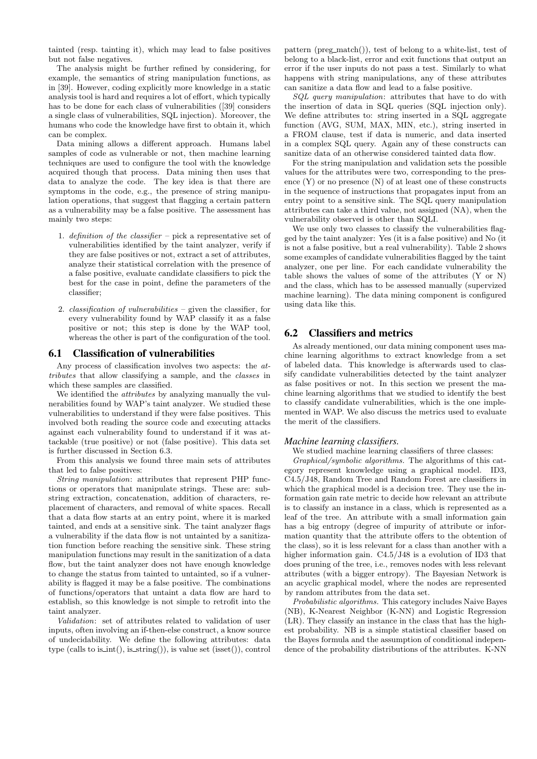tainted (resp. tainting it), which may lead to false positives but not false negatives.

The analysis might be further refined by considering, for example, the semantics of string manipulation functions, as in [39]. However, coding explicitly more knowledge in a static analysis tool is hard and requires a lot of effort, which typically has to be done for each class of vulnerabilities ([39] considers a single class of vulnerabilities, SQL injection). Moreover, the humans who code the knowledge have first to obtain it, which can be complex.

Data mining allows a different approach. Humans label samples of code as vulnerable or not, then machine learning techniques are used to configure the tool with the knowledge acquired though that process. Data mining then uses that data to analyze the code. The key idea is that there are symptoms in the code, e.g., the presence of string manipulation operations, that suggest that flagging a certain pattern as a vulnerability may be a false positive. The assessment has mainly two steps:

1. *definition of the classifier* – pick a representative set of vulnerabilities identified by the taint analyzer, verify if they are false positives or not, extract a set of attributes, analyze their statistical correlation with the presence of a false positive, evaluate candidate classifiers to pick the best for the case in point, define the parameters of the classifier;
2. *classification of vulnerabilities* – given the classifier, for every vulnerability found by WAP classify it as a false positive or not; this step is done by the WAP tool, whereas the other is part of the configuration of the tool.

## 6.1 Classification of vulnerabilities

Any process of classification involves two aspects: the *attributes* that allow classifying a sample, and the *classes* in which these samples are classified.

We identified the *attributes* by analyzing manually the vulnerabilities found by WAP's taint analyzer. We studied these vulnerabilities to understand if they were false positives. This involved both reading the source code and executing attacks against each vulnerability found to understand if it was attackable (true positive) or not (false positive). This data set is further discussed in Section 6.3.

From this analysis we found three main sets of attributes that led to false positives:

*String manipulation*: attributes that represent PHP functions or operators that manipulate strings. These are: substring extraction, concatenation, addition of characters, replacement of characters, and removal of white spaces. Recall that a data flow starts at an entry point, where it is marked tainted, and ends at a sensitive sink. The taint analyzer flags a vulnerability if the data flow is not untainted by a sanitization function before reaching the sensitive sink. These string manipulation functions may result in the sanitization of a data flow, but the taint analyzer does not have enough knowledge to change the status from tainted to untainted, so if a vulnerability is flagged it may be a false positive. The combinations of functions/operators that untaint a data flow are hard to establish, so this knowledge is not simple to retrofit into the taint analyzer.

*Validation*: set of attributes related to validation of user inputs, often involving an if-then-else construct, a know source of undecidability. We define the following attributes: data type (calls to is_int(), is_string()), is value set (isset()), control pattern (preg_match()), test of belong to a white-list, test of belong to a black-list, error and exit functions that output an error if the user inputs do not pass a test. Similarly to what happens with string manipulations, any of these attributes can sanitize a data flow and lead to a false positive.

*SQL query manipulation*: attributes that have to do with the insertion of data in SQL queries (SQL injection only). We define attributes to: string inserted in a SQL aggregate function (AVG, SUM, MAX, MIN, etc.), string inserted in a FROM clause, test if data is numeric, and data inserted in a complex SQL query. Again any of these constructs can sanitize data of an otherwise considered tainted data flow.

For the string manipulation and validation sets the possible values for the attributes were two, corresponding to the presence (Y) or no presence (N) of at least one of these constructs in the sequence of instructions that propagates input from an entry point to a sensitive sink. The SQL query manipulation attributes can take a third value, not assigned (NA), when the vulnerability observed is other than SQLI.

We use only two classes to classify the vulnerabilities flagged by the taint analyzer: Yes (it is a false positive) and No (it is not a false positive, but a real vulnerability). Table 2 shows some examples of candidate vulnerabilities flagged by the taint analyzer, one per line. For each candidate vulnerability the table shows the values of some of the attributes (Y or N) and the class, which has to be assessed manually (supervized machine learning). The data mining component is configured using data like this.

## 6.2 Classifiers and metrics

As already mentioned, our data mining component uses machine learning algorithms to extract knowledge from a set of labeled data. This knowledge is afterwards used to classify candidate vulnerabilities detected by the taint analyzer as false positives or not. In this section we present the machine learning algorithms that we studied to identify the best to classify candidate vulnerabilities, which is the one implemented in WAP. We also discuss the metrics used to evaluate the merit of the classifiers.

### *Machine learning classifiers.*

We studied machine learning classifiers of three classes:

*Graphical/symbolic algorithms.* The algorithms of this category represent knowledge using a graphical model. ID3, C4.5/J48, Random Tree and Random Forest are classifiers in which the graphical model is a decision tree. They use the information gain rate metric to decide how relevant an attribute is to classify an instance in a class, which is represented as a leaf of the tree. An attribute with a small information gain has a big entropy (degree of impurity of attribute or information quantity that the attribute offers to the obtention of the class), so it is less relevant for a class than another with a higher information gain. C4.5/J48 is a evolution of ID3 that does pruning of the tree, i.e., removes nodes with less relevant attributes (with a bigger entropy). The Bayesian Network is an acyclic graphical model, where the nodes are represented by random attributes from the data set.

*Probabilistic algorithms.* This category includes Naive Bayes (NB), K-Nearest Neighbor (K-NN) and Logistic Regression (LR). They classify an instance in the class that has the highest probability. NB is a simple statistical classifier based on the Bayes formula and the assumption of conditional independence of the probability distributions of the attributes. K-NN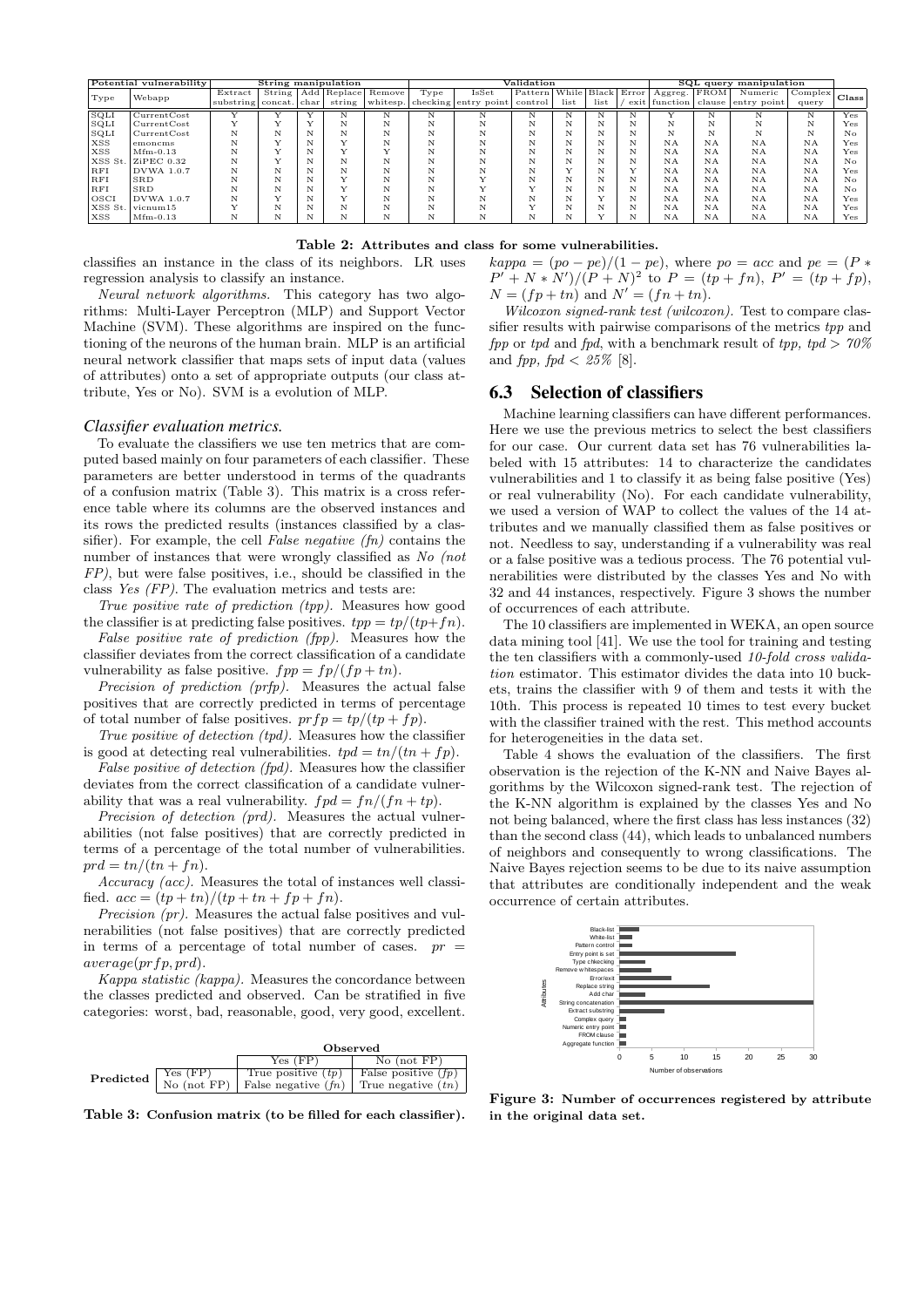| Potential vulnerability | | String manipulation | | | | | Validation | | | | | | SQL query manipulation | | | | |
|---|---|---|---|---|---|---|---|---|---|---|---|---|---|---|---|---|---|
| Type | Webapp | Extract substring | String concat. | Add char | Replace string | Remove whitesp. | Type checking | IsSet entry point | Pattern control | While list | Black list | Error / exit | Aggreg. function | FROM clause | Numeric entry point | Complex query | Class |
| SQLI | CurrentCost | Y | Y | Y | N | N | N | N | N | N | N | N | Y | N | N | N | Yes |
| SQLI | CurrentCost | Y | Y | Y | N | N | N | N | N | N | N | N | N | N | N | N | Yes |
| SQLI | CurrentCost | N | N | N | N | N | N | N | N | N | N | N | N | N | N | N | No |
| XSS | emoncms | N | Y | N | Y | N | N | N | N | N | N | N | NA | NA | NA | NA | Yes |
| XSS | Mfm-0.13 | N | Y | N | Y | Y | N | N | N | N | N | N | NA | NA | NA | NA | Yes |
| XSS St. | ZiPEC 0.32 | N | Y | N | N | N | N | N | N | N | N | N | NA | NA | NA | NA | No |
| RFI | DVWA 1.0.7 | N | N | N | N | N | N | N | N | Y | N | Y | NA | NA | NA | NA | Yes |
| RFI | SRD | N | N | N | N | N | N | Y | N | N | N | N | NA | NA | NA | NA | No |
| RFI | SRD | N | N | N | Y | N | N | Y | Y | N | N | N | NA | NA | NA | NA | No |
| OSCI | DVWA 1.0.7 | N | Y | N | Y | N | N | N | N | N | Y | N | NA | NA | NA | NA | Yes |
| XSS St. | vicnum15 | Y | N | N | N | N | N | N | Y | N | N | N | NA | NA | NA | NA | Yes |
| XSS | Mfm-0.13 | N | N | N | N | N | N | N | N | N | Y | N | NA | NA | NA | NA | Yes |

**Table 2: Attributes and class for some vulnerabilities.**

classifies an instance in the class of its neighbors. LR uses regression analysis to classify an instance.

*Neural network algorithms.* This category has two algorithms: Multi-Layer Perceptron (MLP) and Support Vector Machine (SVM). These algorithms are inspired on the functioning of the neurons of the human brain. MLP is an artificial neural network classifier that maps sets of input data (values of attributes) onto a set of appropriate outputs (our class attribute, Yes or No). SVM is a evolution of MLP.

### *Classifier evaluation metrics.*

To evaluate the classifiers we use ten metrics that are computed based mainly on four parameters of each classifier. These parameters are better understood in terms of the quadrants of a confusion matrix (Table 3). This matrix is a cross reference table where its columns are the observed instances and its rows the predicted results (instances classified by a classifier). For example, the cell *False negative (fn)* contains the number of instances that were wrongly classified as *No (not FP)*, but were false positives, i.e., should be classified in the class *Yes (FP)*. The evaluation metrics and tests are:

*True positive rate of prediction (tpp).* Measures how good the classifier is at predicting false positives. $tpp = tp/(tp+fn)$.

*False positive rate of prediction (fpp).* Measures how the classifier deviates from the correct classification of a candidate vulnerability as false positive. $fpp = fp/(fp+tn)$.

*Precision of prediction (prfp).* Measures the actual false positives that are correctly predicted in terms of percentage of total number of false positives. $prfp = tp/(tp+fp)$.

*True positive of detection (tpd).* Measures how the classifier is good at detecting real vulnerabilities. $tpd = tn/(tn+fp)$.

*False positive of detection (fpd).* Measures how the classifier deviates from the correct classification of a candidate vulnerability that was a real vulnerability. $fpd = fn/(fn+tp)$.

*Precision of detection (prd).* Measures the actual vulnerabilities (not false positives) that are correctly predicted in terms of a percentage of the total number of vulnerabilities. $prd = tn/(tn+fn)$.

*Accuracy (acc).* Measures the total of instances well classified. $acc = (tp+tn)/(tp+tn+fp+fn)$.

*Precision (pr).* Measures the actual false positives and vulnerabilities (not false positives) that are correctly predicted in terms of a percentage of total number of cases. $pr = average(prfp, prd)$.

*Kappa statistic (kappa).* Measures the concordance between the classes predicted and observed. Can be stratified in five categories: worst, bad, reasonable, good, very good, excellent. $kappa = (po-pe)/(1-pe)$, where $po = acc$ and $pe = (P * P' + N * N')/(P+N)^2$ to $P = (tp+fn)$, $P' = (tp+fp)$, $N = (fp+tn)$ and $N' = (fn+tn)$.

*Wilcoxon signed-rank test (wilcoxon).* Test to compare classifier results with pairwise comparisons of the metrics *tpp* and *fpp* or *tpd* and *fpd*, with a benchmark result of *tpp, tpd > 70%* and *fpp, fpd < 25%* [8].

| | | Observed | |
|---|---|---|---|
| | | Yes (FP) | No (not FP) |
| **Predicted** | Yes (FP) | True positive ($tp$) | False positive ($fp$) |
| | No (not FP) | False negative ($fn$) | True negative ($tn$) |

**Table 3: Confusion matrix (to be filled for each classifier).**

## 6.3 Selection of classifiers

Machine learning classifiers can have different performances. Here we use the previous metrics to select the best classifiers for our case. Our current data set has 76 vulnerabilities labeled with 15 attributes: 14 to characterize the candidates vulnerabilities and 1 to classify it as being false positive (Yes) or real vulnerability (No). For each candidate vulnerability, we used a version of WAP to collect the values of the 14 attributes and we manually classified them as false positives or not. Needless to say, understanding if a vulnerability was real or a false positive was a tedious process. The 76 potential vulnerabilities were distributed by the classes Yes and No with 32 and 44 instances, respectively. Figure 3 shows the number of occurrences of each attribute.

The 10 classifiers are implemented in WEKA, an open source data mining tool [41]. We use the tool for training and testing the ten classifiers with a commonly-used *10-fold cross validation* estimator. This estimator divides the data into 10 buckets, trains the classifier with 9 of them and tests it with the 10th. This process is repeated 10 times to test every bucket with the classifier trained with the rest. This method accounts for heterogeneities in the data set.

Table 4 shows the evaluation of the classifiers. The first observation is the rejection of the K-NN and Naive Bayes algorithms by the Wilcoxon signed-rank test. The rejection of the K-NN algorithm is explained by the classes Yes and No not being balanced, where the first class has less instances (32) than the second class (44), which leads to unbalanced numbers of neighbors and consequently to wrong classifications. The Naive Bayes rejection seems to be due to its naive assumption that attributes are conditionally independent and the weak occurrence of certain attributes.

**Figure 3: Number of occurrences registered by attribute in the original data set.**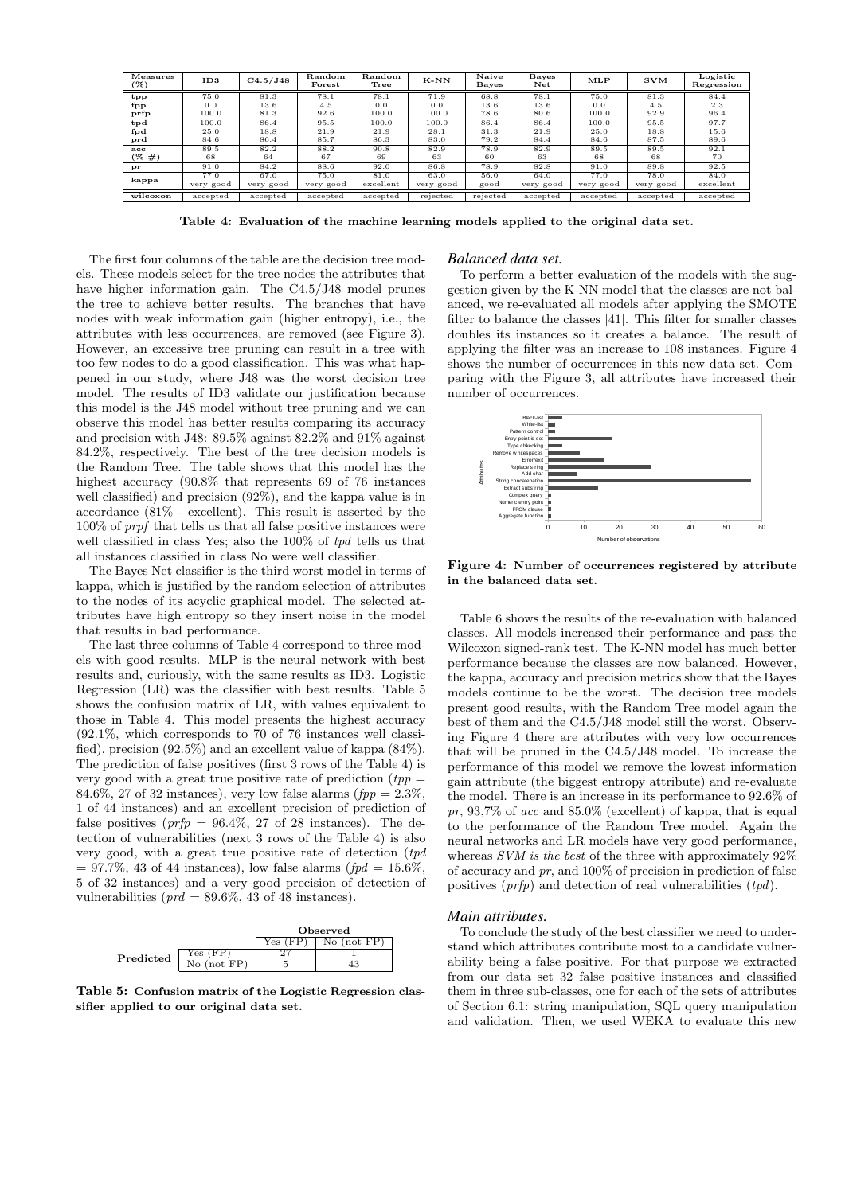| Measures (%) | ID3 | C4.5/J48 | Random Forest | Random Tree | K-NN | Naive Bayes | Bayes Net | MLP | SVM | Logistic Regression |
|---|---|---|---|---|---|---|---|---|---|---|
| tpp | 75.0 | 81.3 | 78.1 | 78.1 | 71.9 | 68.8 | 78.1 | 75.0 | 81.3 | 84.4 |
| fpp | 0.0 | 13.6 | 4.5 | 0.0 | 0.0 | 13.6 | 13.6 | 0.0 | 4.5 | 2.3 |
| prfp | 100.0 | 81.3 | 92.6 | 100.0 | 100.0 | 78.6 | 80.6 | 100.0 | 92.9 | 96.4 |
| tpd | 100.0 | 86.4 | 95.5 | 100.0 | 100.0 | 86.4 | 86.4 | 100.0 | 95.5 | 97.7 |
| fpd | 25.0 | 18.8 | 21.9 | 21.9 | 28.1 | 31.3 | 21.9 | 25.0 | 18.8 | 15.6 |
| prd | 84.6 | 86.4 | 85.7 | 86.3 | 83.0 | 79.2 | 84.4 | 84.6 | 87.5 | 89.6 |
| acc | 89.5 | 82.2 | 88.2 | 90.8 | 82.9 | 78.9 | 82.9 | 89.5 | 89.5 | 92.1 |
| (% #) | 68 | 64 | 67 | 69 | 63 | 60 | 63 | 68 | 68 | 70 |
| pr | 91.0 | 84.2 | 88.6 | 92.0 | 86.8 | 78.9 | 82.8 | 91.0 | 89.8 | 92.5 |
| kappa | 77.0 | 67.0 | 75.0 | 81.0 | 63.0 | 56.0 | 64.0 | 77.0 | 78.0 | 84.0 |
| | very good | very good | very good | excellent | very good | good | very good | very good | very good | excellent |
| wilcoxon | accepted | accepted | accepted | accepted | rejected | rejected | accepted | accepted | accepted | accepted |

**Table 4: Evaluation of the machine learning models applied to the original data set.**

The first four columns of the table are the decision tree models. These models select for the tree nodes the attributes that have higher information gain. The C4.5/J48 model prunes the tree to achieve better results. The branches that have nodes with weak information gain (higher entropy), i.e., the attributes with less occurrences, are removed (see Figure 3). However, an excessive tree pruning can result in a tree with too few nodes to do a good classification. This was what happened in our study, where J48 was the worst decision tree model. The results of ID3 validate our justification because this model is the J48 model without tree pruning and we can observe this model has better results comparing its accuracy and precision with J48: 89.5% against 82.2% and 91% against 84.2%, respectively. The best of the tree decision models is the Random Tree. The table shows that this model has the highest accuracy (90.8% that represents 69 of 76 instances well classified) and precision (92%), and the kappa value is in accordance (81% - excellent). This result is asserted by the 100% of *prpf* that tells us that all false positive instances were well classified in class Yes; also the 100% of *tpd* tells us that all instances classified in class No were well classifier.

The Bayes Net classifier is the third worst model in terms of kappa, which is justified by the random selection of attributes to the nodes of its acyclic graphical model. The selected attributes have high entropy so they insert noise in the model that results in bad performance.

The last three columns of Table 4 correspond to three models with good results. MLP is the neural network with best results and, curiously, with the same results as ID3. Logistic Regression (LR) was the classifier with best results. Table 5 shows the confusion matrix of LR, with values equivalent to those in Table 4. This model presents the highest accuracy (92.1%, which corresponds to 70 of 76 instances well classified), precision (92.5%) and an excellent value of kappa (84%). The prediction of false positives (first 3 rows of the Table 4) is very good with a great true positive rate of prediction ($tpp$ = 84.6%, 27 of 32 instances), very low false alarms ($fpp$ = 2.3%, 1 of 44 instances) and an excellent precision of prediction of false positives ($prfp$ = 96.4%, 27 of 28 instances). The detection of vulnerabilities (next 3 rows of the Table 4) is also very good, with a great true positive rate of detection ($tpd$ = 97.7%, 43 of 44 instances), low false alarms ($fpd$ = 15.6%, 5 of 32 instances) and a very good precision of detection of vulnerabilities ($prd$ = 89.6%, 43 of 48 instances).

| | | Observed | |
|---|---|---|---|
| | | Yes (FP) | No (not FP) |
| **Predicted** | Yes (FP) | 27 | 1 |
| | No (not FP) | 5 | 43 |

**Table 5: Confusion matrix of the Logistic Regression classifier applied to our original data set.**

### Balanced data set.

To perform a better evaluation of the models with the suggestion given by the K-NN model that the classes are not balanced, we re-evaluated all models after applying the SMOTE filter to balance the classes [41]. This filter for smaller classes doubles its instances so it creates a balance. The result of applying the filter was an increase to 108 instances. Figure 4 shows the number of occurrences in this new data set. Comparing with the Figure 3, all attributes have increased their number of occurrences.

**Figure 4: Number of occurrences registered by attribute in the balanced data set.**

Table 6 shows the results of the re-evaluation with balanced classes. All models increased their performance and pass the Wilcoxon signed-rank test. The K-NN model has much better performance because the classes are now balanced. However, the kappa, accuracy and precision metrics show that the Bayes models continue to be the worst. The decision tree models present good results, with the Random Tree model again the best of them and the C4.5/J48 model still the worst. Observing Figure 4 there are attributes with very low occurrences that will be pruned in the C4.5/J48 model. To increase the performance of this model we remove the lowest information gain attribute (the biggest entropy attribute) and re-evaluate the model. There is an increase in its performance to 92.6% of *pr*, 93,7% of *acc* and 85.0% (excellent) of kappa, that is equal to the performance of the Random Tree model. Again the neural networks and LR models have very good performance, whereas *SVM is the best* of the three with approximately 92% of accuracy and *pr*, and 100% of precision in prediction of false positives (*prfp*) and detection of real vulnerabilities (*tpd*).

### Main attributes.

To conclude the study of the best classifier we need to understand which attributes contribute most to a candidate vulnerability being a false positive. For that purpose we extracted from our data set 32 false positive instances and classified them in three sub-classes, one for each of the sets of attributes of Section 6.1: string manipulation, SQL query manipulation and validation. Then, we used WEKA to evaluate this new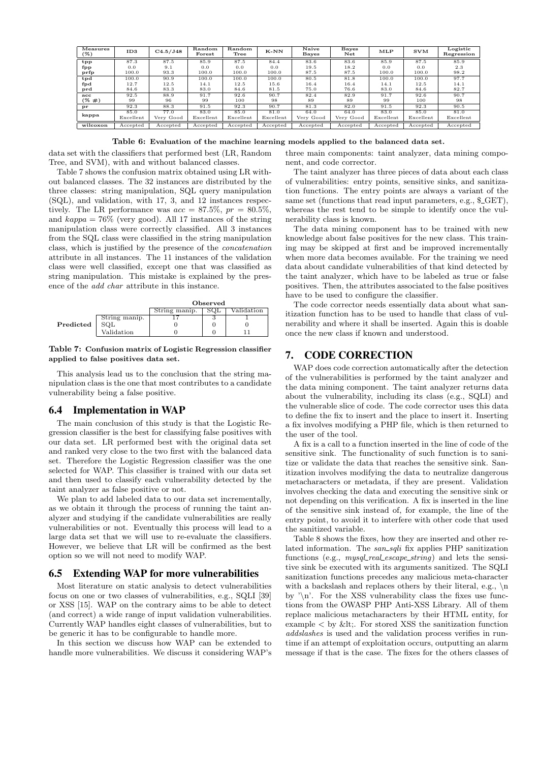| Measures (%) | ID3 | C4.5/J48 | Random Forest | Random Tree | K-NN | Naive Bayes | Bayes Net | MLP | SVM | Logistic Regression |
|---|---|---|---|---|---|---|---|---|---|---|
| tpp | 87.3 | 87.5 | 85.9 | 87.5 | 84.4 | 83.6 | 83.6 | 85.9 | 87.5 | 85.9 |
| fpp | 0.0 | 9.1 | 0.0 | 0.0 | 0.0 | 19.5 | 18.2 | 0.0 | 0.0 | 2.3 |
| prfp | 100.0 | 93.3 | 100.0 | 100.0 | 100.0 | 87.5 | 87.5 | 100.0 | 100.0 | 98.2 |
| tpd | 100.0 | 90.9 | 100.0 | 100.0 | 100.0 | 80.5 | 81.8 | 100.0 | 100.0 | 97.7 |
| fpd | 12.7 | 12.5 | 14.1 | 12.5 | 15.6 | 16.4 | 16.4 | 14.1 | 12.5 | 14.1 |
| prd | 84.6 | 83.3 | 83.0 | 84.6 | 81.5 | 75.0 | 76.6 | 83.0 | 84.6 | 82.7 |
| acc | 92.5 | 88.9 | 91.7 | 92.6 | 90.7 | 82.4 | 82.9 | 91.7 | 92.6 | 90.7 |
| (% #) | 99 | 96 | 99 | 100 | 98 | 89 | 89 | 99 | 100 | 98 |
| pr | 92.3 | 88.3 | 91.5 | 92.3 | 90.7 | 81.3 | 82.0 | 91.5 | 92.3 | 90.5 |
| kappa | 85.0 | 77.0 | 83.0 | 85.0 | 81.0 | 64.0 | 64.0 | 83.0 | 85.0 | 81.0 |
| | Excellent | Very Good | Excellent | Excellent | Excellent | Very Good | Very Good | Excellent | Excellent | Excellent |
| wilcoxon | Accepted | Accepted | Accepted | Accepted | Accepted | Accepted | Accepted | Accepted | Accepted | Accepted |

**Table 6: Evaluation of the machine learning models applied to the balanced data set.**

data set with the classifiers that performed best (LR, Random Tree, and SVM), with and without balanced classes.

Table 7 shows the confusion matrix obtained using LR without balanced classes. The 32 instances are distributed by the three classes: string manipulation, SQL query manipulation (SQL), and validation, with 17, 3, and 12 instances respectively. The LR performance was $acc = 87.5\%$, $pr = 80.5\%$, and $kappa = 76\%$ (very good). All 17 instances of the string manipulation class were correctly classified. All 3 instances from the SQL class were classified in the string manipulation class, which is justified by the presence of the *concatenation* attribute in all instances. The 11 instances of the validation class were well classified, except one that was classified as string manipulation. This mistake is explained by the presence of the *add char* attribute in this instance.

| | | Observed | | |
|---|---|---|---|---|
| | | String manip. | SQL | Validation |
| **Predicted** | String manip. | 17 | 3 | 1 |
| | SQL | 0 | 0 | 0 |
| | Validation | 0 | 0 | 11 |

**Table 7: Confusion matrix of Logistic Regression classifier applied to false positives data set.**

This analysis lead us to the conclusion that the string manipulation class is the one that most contributes to a candidate vulnerability being a false positive.

## 6.4 Implementation in WAP

The main conclusion of this study is that the Logistic Regression classifier is the best for classifying false positives with our data set. LR performed best with the original data set and ranked very close to the two first with the balanced data set. Therefore the Logistic Regression classifier was the one selected for WAP. This classifier is trained with our data set and then used to classify each vulnerability detected by the taint analyzer as false positive or not.

We plan to add labeled data to our data set incrementally, as we obtain it through the process of running the taint analyzer and studying if the candidate vulnerabilities are really vulnerabilities or not. Eventually this process will lead to a large data set that we will use to re-evaluate the classifiers. However, we believe that LR will be confirmed as the best option so we will not need to modify WAP.

## 6.5 Extending WAP for more vulnerabilities

Most literature on static analysis to detect vulnerabilities focus on one or two classes of vulnerabilities, e.g., SQLI [39] or XSS [15]. WAP on the contrary aims to be able to detect (and correct) a wide range of input validation vulnerabilities. Currently WAP handles eight classes of vulnerabilities, but to be generic it has to be configurable to handle more.

In this section we discuss how WAP can be extended to handle more vulnerabilities. We discuss it considering WAP's three main components: taint analyzer, data mining component, and code corrector.

The taint analyzer has three pieces of data about each class of vulnerabilities: entry points, sensitive sinks, and sanitization functions. The entry points are always a variant of the same set (functions that read input parameters, e.g., $_GET), whereas the rest tend to be simple to identify once the vulnerability class is known.

The data mining component has to be trained with new knowledge about false positives for the new class. This training may be skipped at first and be improved incrementally when more data becomes available. For the training we need data about candidate vulnerabilities of that kind detected by the taint analyzer, which have to be labeled as true or false positives. Then, the attributes associated to the false positives have to be used to configure the classifier.

The code corrector needs essentially data about what sanitization function has to be used to handle that class of vulnerability and where it shall be inserted. Again this is doable once the new class if known and understood.

# 7. CODE CORRECTION

WAP does code correction automatically after the detection of the vulnerabilities is performed by the taint analyzer and the data mining component. The taint analyzer returns data about the vulnerability, including its class (e.g., SQLI) and the vulnerable slice of code. The code corrector uses this data to define the fix to insert and the place to insert it. Inserting a fix involves modifying a PHP file, which is then returned to the user of the tool.

A fix is a call to a function inserted in the line of code of the sensitive sink. The functionality of such function is to sanitize or validate the data that reaches the sensitive sink. Sanitization involves modifying the data to neutralize dangerous metacharacters or metadata, if they are present. Validation involves checking the data and executing the sensitive sink or not depending on this verification. A fix is inserted in the line of the sensitive sink instead of, for example, the line of the entry point, to avoid it to interfere with other code that used the sanitized variable.

Table 8 shows the fixes, how they are inserted and other related information. The *san_sqli* fix applies PHP sanitization functions (e.g., *mysql_real_escape_string*) and lets the sensitive sink be executed with its arguments sanitized. The SQLI sanitization functions precedes any malicious meta-character with a backslash and replaces others by their literal, e.g., \n by '\n'. For the XSS vulnerability class the fixes use functions from the OWASP PHP Anti-XSS Library. All of them replace malicious metacharacters by their HTML entity, for example < by &lt;. For stored XSS the sanitization function *addslashes* is used and the validation process verifies in runtime if an attempt of exploitation occurs, outputting an alarm message if that is the case. The fixes for the others classes of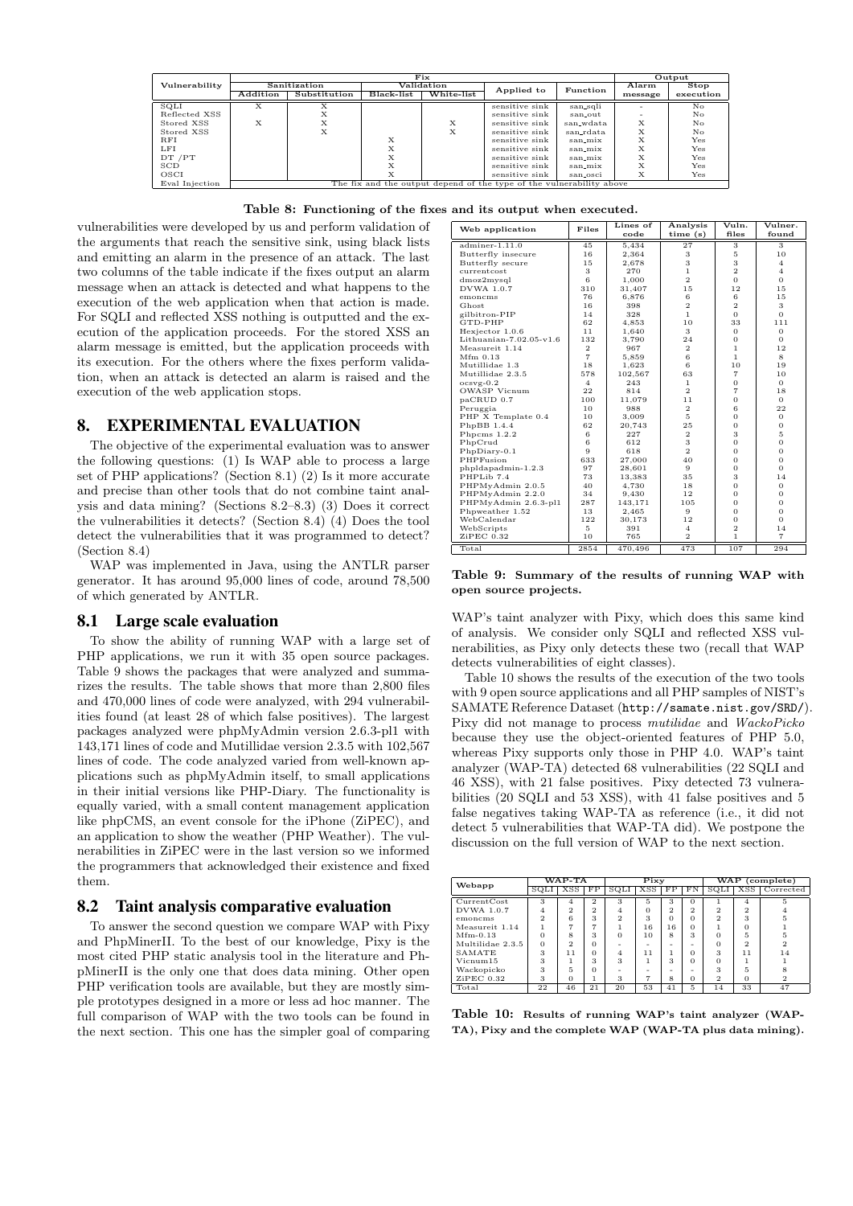| Vulnerability | Fix | | | | | | Output | |
|---|---|---|---|---|---|---|---|---|
| | Sanitization | | Validation | | Applied to | Function | Alarm message | Stop execution |
| | Addition | Substitution | Black-list | White-list | | | | |
| SQLI | X | X | | | sensitive sink | san_sqli | - | No |
| Reflected XSS | | X | | | sensitive sink | san_out | - | No |
| Stored XSS | X | X | | X | sensitive sink | san_wdata | X | No |
| Stored XSS | | X | | X | sensitive sink | san_rdata | X | No |
| RFI | | | X | | sensitive sink | san_mix | X | Yes |
| LFI | | | X | | sensitive sink | san_mix | X | Yes |
| DT /PT | | | X | | sensitive sink | san_mix | X | Yes |
| SCD | | | X | | sensitive sink | san_mix | X | Yes |
| OSCI | | | X | | sensitive sink | san_osci | X | Yes |
| Eval Injection | The fix and the output depend of the type of the vulnerability above | | | | | | | |

**Table 8: Functioning of the fixes and its output when executed.**

vulnerabilities were developed by us and perform validation of the arguments that reach the sensitive sink, using black lists and emitting an alarm in the presence of an attack. The last two columns of the table indicate if the fixes output an alarm message when an attack is detected and what happens to the execution of the web application when that action is made. For SQLI and reflected XSS nothing is outputted and the execution of the application proceeds. For the stored XSS an alarm message is emitted, but the application proceeds with its execution. For the others where the fixes perform validation, when an attack is detected an alarm is raised and the execution of the web application stops.

## 8. EXPERIMENTAL EVALUATION

The objective of the experimental evaluation was to answer the following questions: (1) Is WAP able to process a large set of PHP applications? (Section 8.1) (2) Is it more accurate and precise than other tools that do not combine taint analysis and data mining? (Sections 8.2–8.3) (3) Does it correct the vulnerabilities it detects? (Section 8.4) (4) Does the tool detect the vulnerabilities that it was programmed to detect? (Section 8.4)

WAP was implemented in Java, using the ANTLR parser generator. It has around 95,000 lines of code, around 78,500 of which generated by ANTLR.

### 8.1 Large scale evaluation

To show the ability of running WAP with a large set of PHP applications, we run it with 35 open source packages. Table 9 shows the packages that were analyzed and summarizes the results. The table shows that more than 2,800 files and 470,000 lines of code were analyzed, with 294 vulnerabilities found (at least 28 of which false positives). The largest packages analyzed were phpMyAdmin version 2.6.3-pl1 with 143,171 lines of code and Mutillidae version 2.3.5 with 102,567 lines of code. The code analyzed varied from well-known applications such as phpMyAdmin itself, to small applications in their initial versions like PHP-Diary. The functionality is equally varied, with a small content management application like phpCMS, an event console for the iPhone (ZiPEC), and an application to show the weather (PHP Weather). The vulnerabilities in ZiPEC were in the last version so we informed the programmers that acknowledged their existence and fixed them.

### 8.2 Taint analysis comparative evaluation

To answer the second question we compare WAP with Pixy and PhpMinerII. To the best of our knowledge, Pixy is the most cited PHP static analysis tool in the literature and PhpMinerII is the only one that does data mining. Other open PHP verification tools are available, but they are mostly simple prototypes designed in a more or less ad hoc manner. The full comparison of WAP with the two tools can be found in the next section. This one has the simpler goal of comparing

| Web application | Files | Lines of code | Analysis time (s) | Vuln. files | Vulner. found |
|---|---|---|---|---|---|
| adminer-1.11.0 | 45 | 5,434 | 27 | 3 | 3 |
| Butterfly insecure | 16 | 2,364 | 3 | 5 | 10 |
| Butterfly secure | 15 | 2,678 | 3 | 3 | 4 |
| currentcost | 3 | 270 | 1 | 2 | 4 |
| dmoz2mysql | 6 | 1,000 | 2 | 0 | 0 |
| DVWA 1.0.7 | 310 | 31,407 | 15 | 12 | 15 |
| emoncms | 76 | 6,876 | 6 | 6 | 15 |
| Ghost | 16 | 398 | 2 | 2 | 3 |
| gilbitron-PIP | 14 | 328 | 1 | 0 | 0 |
| GTD-PHP | 62 | 4,853 | 10 | 33 | 111 |
| Hexjector 1.0.6 | 11 | 1,640 | 3 | 0 | 0 |
| Lithuanian-7.02.05-v1.6 | 132 | 3,790 | 24 | 0 | 0 |
| Measureit 1.14 | 2 | 967 | 2 | 1 | 12 |
| Mfm 0.13 | 7 | 5,859 | 6 | 1 | 8 |
| Mutillidae 1.3 | 18 | 1,623 | 6 | 10 | 19 |
| Mutillidae 2.3.5 | 578 | 102,567 | 63 | 7 | 10 |
| ocsvg-0.2 | 4 | 243 | 1 | 0 | 0 |
| OWASP Vicnum | 22 | 814 | 2 | 7 | 18 |
| paCRUD 0.7 | 100 | 11,079 | 11 | 0 | 0 |
| Peruggia | 10 | 988 | 2 | 6 | 22 |
| PHP X Template 0.4 | 10 | 3,009 | 5 | 0 | 0 |
| PhpBB 1.4.4 | 62 | 20,743 | 25 | 0 | 0 |
| Phpcms 1.2.2 | 6 | 227 | 2 | 3 | 5 |
| PhpCrud | 6 | 612 | 3 | 0 | 0 |
| PhpDiary-0.1 | 9 | 618 | 2 | 0 | 0 |
| PHPFusion | 633 | 27,000 | 40 | 0 | 0 |
| phpldapadmin-1.2.3 | 97 | 28,601 | 9 | 0 | 0 |
| PHPLib 7.4 | 73 | 13,383 | 35 | 3 | 14 |
| PHPMyAdmin 2.0.5 | 40 | 4,730 | 18 | 0 | 0 |
| PHPMyAdmin 2.2.0 | 34 | 9,430 | 12 | 0 | 0 |
| PHPMyAdmin 2.6.3-pl1 | 287 | 143,171 | 105 | 0 | 0 |
| Phpweather 1.52 | 13 | 2,465 | 9 | 0 | 0 |
| WebCalendar | 122 | 30,173 | 12 | 0 | 0 |
| WebScripts | 5 | 391 | 4 | 2 | 14 |
| ZiPEC 0.32 | 10 | 765 | 2 | 1 | 7 |
| Total | 2854 | 470,496 | 473 | 107 | 294 |

**Table 9: Summary of the results of running WAP with open source projects.**

WAP's taint analyzer with Pixy, which does this same kind of analysis. We consider only SQLI and reflected XSS vulnerabilities, as Pixy only detects these two (recall that WAP detects vulnerabilities of eight classes).

Table 10 shows the results of the execution of the two tools with 9 open source applications and all PHP samples of NIST's SAMATE Reference Dataset (http://samate.nist.gov/SRD/). Pixy did not manage to process *mutilidae* and *WackoPicko* because they use the object-oriented features of PHP 5.0, whereas Pixy supports only those in PHP 4.0. WAP's taint analyzer (WAP-TA) detected 68 vulnerabilities (22 SQLI and 46 XSS), with 21 false positives. Pixy detected 73 vulnerabilities (20 SQLI and 53 XSS), with 41 false positives and 5 false negatives taking WAP-TA as reference (i.e., it did not detect 5 vulnerabilities that WAP-TA did). We postpone the discussion on the full version of WAP to the next section.

| Webapp | WAP-TA | | | Pixy | | | | WAP (complete) | | |
|---|---|---|---|---|---|---|---|---|---|---|
| | SQLI | XSS | FP | SQLI | XSS | FP | FN | SQLI | XSS | Corrected |
| CurrentCost | 3 | 4 | 2 | 3 | 5 | 3 | 0 | 1 | 4 | 5 |
| DVWA 1.0.7 | 4 | 2 | 2 | 4 | 0 | 2 | 2 | 2 | 2 | 4 |
| emoncms | 2 | 6 | 3 | 2 | 3 | 0 | 0 | 2 | 3 | 5 |
| Measureit 1.14 | 1 | 7 | 7 | 1 | 16 | 16 | 0 | 1 | 0 | 1 |
| Mfm-0.13 | 0 | 8 | 3 | 0 | 10 | 8 | 3 | 0 | 5 | 5 |
| Multilidae 2.3.5 | 0 | 2 | 0 | - | - | - | - | 0 | 2 | 2 |
| SAMATE | 3 | 11 | 0 | 4 | 11 | 1 | 0 | 3 | 11 | 14 |
| Vicnum15 | 3 | 1 | 3 | 3 | 1 | 3 | 0 | 0 | 1 | 1 |
| Wackopicko | 3 | 5 | 0 | - | - | - | - | 3 | 5 | 8 |
| ZiPEC 0.32 | 3 | 0 | 1 | 3 | 7 | 8 | 0 | 2 | 0 | 2 |
| Total | 22 | 46 | 21 | 20 | 53 | 41 | 5 | 14 | 33 | 47 |

**Table 10: Results of running WAP's taint analyzer (WAP-TA), Pixy and the complete WAP (WAP-TA plus data mining).**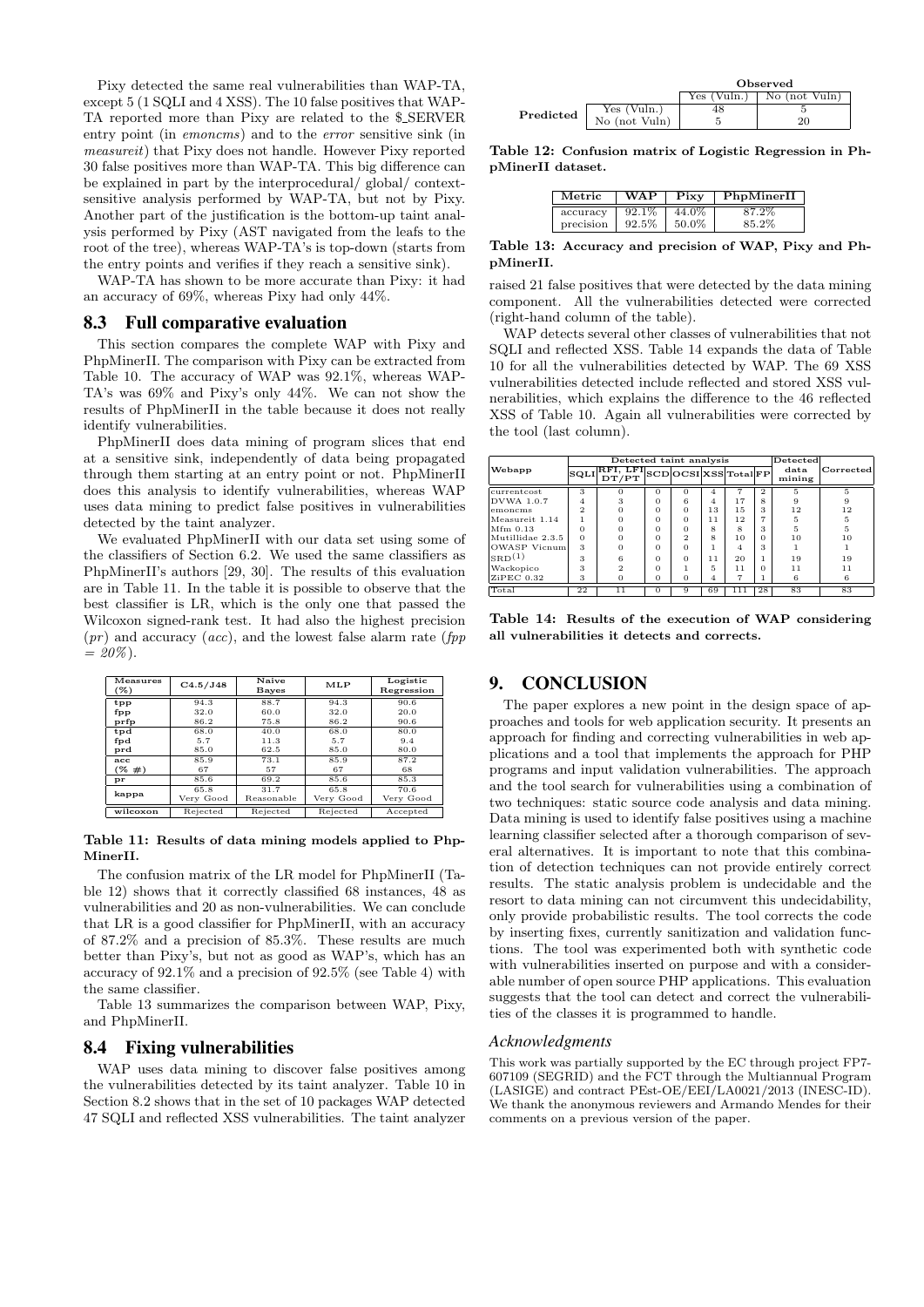Pixy detected the same real vulnerabilities than WAP-TA, except 5 (1 SQLI and 4 XSS). The 10 false positives that WAP-TA reported more than Pixy are related to the $_SERVER entry point (in *emoncms*) and to the *error* sensitive sink (in *measureit*) that Pixy does not handle. However Pixy reported 30 false positives more than WAP-TA. This big difference can be explained in part by the interprocedural/ global/ context-sensitive analysis performed by WAP-TA, but not by Pixy. Another part of the justification is the bottom-up taint analysis performed by Pixy (AST navigated from the leafs to the root of the tree), whereas WAP-TA's is top-down (starts from the entry points and verifies if they reach a sensitive sink).

WAP-TA has shown to be more accurate than Pixy: it had an accuracy of 69%, whereas Pixy had only 44%.

## 8.3 Full comparative evaluation

This section compares the complete WAP with Pixy and PhpMinerII. The comparison with Pixy can be extracted from Table 10. The accuracy of WAP was 92.1%, whereas WAP-TA's was 69% and Pixy's only 44%. We can not show the results of PhpMinerII in the table because it does not really identify vulnerabilities.

PhpMinerII does data mining of program slices that end at a sensitive sink, independently of data being propagated through them starting at an entry point or not. PhpMinerII does this analysis to identify vulnerabilities, whereas WAP uses data mining to predict false positives in vulnerabilities detected by the taint analyzer.

We evaluated PhpMinerII with our data set using some of the classifiers of Section 6.2. We used the same classifiers as PhpMinerII's authors [29, 30]. The results of this evaluation are in Table 11. In the table it is possible to observe that the best classifier is LR, which is the only one that passed the Wilcoxon signed-rank test. It had also the highest precision (*pr*) and accuracy (*acc*), and the lowest false alarm rate (*fpp = 20%*).

| Measures (%) | C4.5/J48 | Naive Bayes | MLP | Logistic Regression |
|---|---|---|---|---|
| tpp | 94.3 | 88.7 | 94.3 | 90.6 |
| fpp | 32.0 | 60.0 | 32.0 | 20.0 |
| prfp | 86.2 | 75.8 | 86.2 | 90.6 |
| tpd | 68.0 | 40.0 | 68.0 | 80.0 |
| fpd | 5.7 | 11.3 | 5.7 | 9.4 |
| prd | 85.0 | 62.5 | 85.0 | 80.0 |
| acc | 85.9 | 73.1 | 85.9 | 87.2 |
| (% #) | 67 | 57 | 67 | 68 |
| pr | 85.6 | 69.2 | 85.6 | 85.3 |
| kappa | 65.8 Very Good | 31.7 Reasonable | 65.8 Very Good | 70.6 Very Good |
| wilcoxon | Rejected | Rejected | Rejected | Accepted |

**Table 11: Results of data mining models applied to PhpMinerII.**

The confusion matrix of the LR model for PhpMinerII (Table 12) shows that it correctly classified 68 instances, 48 as vulnerabilities and 20 as non-vulnerabilities. We can conclude that LR is a good classifier for PhpMinerII, with an accuracy of 87.2% and a precision of 85.3%. These results are much better than Pixy's, but not as good as WAP's, which has an accuracy of 92.1% and a precision of 92.5% (see Table 4) with the same classifier.

Table 13 summarizes the comparison between WAP, Pixy, and PhpMinerII.

| | | Observed | |
|---|---|---|---|
| | | Yes (Vuln.) | No (not Vuln) |
| **Predicted** | Yes (Vuln.) | 48 | 5 |
| | No (not Vuln) | 5 | 20 |

**Table 12: Confusion matrix of Logistic Regression in PhpMinerII dataset.**

| Metric | WAP | Pixy | PhpMinerII |
|---|---|---|---|
| accuracy | 92.1% | 44.0% | 87.2% |
| precision | 92.5% | 50.0% | 85.2% |

**Table 13: Accuracy and precision of WAP, Pixy and PhpMinerII.**

## 8.4 Fixing vulnerabilities

WAP uses data mining to discover false positives among the vulnerabilities detected by its taint analyzer. Table 10 in Section 8.2 shows that in the set of 10 packages WAP detected 47 SQLI and reflected XSS vulnerabilities. The taint analyzer raised 21 false positives that were detected by the data mining component. All the vulnerabilities detected were corrected (right-hand column of the table).

WAP detects several other classes of vulnerabilities that not SQLI and reflected XSS. Table 14 expands the data of Table 10 for all the vulnerabilities detected by WAP. The 69 XSS vulnerabilities detected include reflected and stored XSS vulnerabilities, which explains the difference to the 46 reflected XSS of Table 10. Again all vulnerabilities were corrected by the tool (last column).

| Webapp | Detected taint analysis | | | | | | | Detected data mining | Corrected |
|---|---|---|---|---|---|---|---|---|---|
| | SQLI | RFI, LFI DT/PT | SCD | OSCI | XSS | Total | FP | | |
| currentcost | 3 | 0 | 0 | 0 | 4 | 7 | 2 | 5 | 5 |
| DVWA 1.0.7 | 4 | 3 | 0 | 6 | 4 | 17 | 8 | 9 | 9 |
| emoncms | 2 | 0 | 0 | 0 | 13 | 15 | 3 | 12 | 12 |
| Measureit 1.14 | 1 | 0 | 0 | 0 | 11 | 12 | 7 | 5 | 5 |
| Mfm 0.13 | 0 | 0 | 0 | 0 | 8 | 8 | 3 | 5 | 5 |
| Mutillidae 2.3.5 | 0 | 0 | 0 | 2 | 8 | 10 | 0 | 10 | 10 |
| OWASP Vicnum | 3 | 0 | 0 | 0 | 1 | 4 | 3 | 1 | 1 |
| SRD[1] | 3 | 6 | 0 | 0 | 11 | 20 | 1 | 19 | 19 |
| Wackopico | 3 | 2 | 0 | 1 | 5 | 11 | 0 | 11 | 11 |
| ZiPEC 0.32 | 3 | 0 | 0 | 0 | 4 | 7 | 1 | 6 | 6 |
| Total | 22 | 11 | 0 | 9 | 69 | 111 | 28 | 83 | 83 |

**Table 14: Results of the execution of WAP considering all vulnerabilities it detects and corrects.**

# 9. CONCLUSION

The paper explores a new point in the design space of approaches and tools for web application security. It presents an approach for finding and correcting vulnerabilities in web applications and a tool that implements the approach for PHP programs and input validation vulnerabilities. The approach and the tool search for vulnerabilities using a combination of two techniques: static source code analysis and data mining. Data mining is used to identify false positives using a machine learning classifier selected after a thorough comparison of several alternatives. It is important to note that this combination of detection techniques can not provide entirely correct results. The static analysis problem is undecidable and the resort to data mining can not circumvent this undecidability, only provide probabilistic results. The tool corrects the code by inserting fixes, currently sanitization and validation functions. The tool was experimented both with synthetic code with vulnerabilities inserted on purpose and with a considerable number of open source PHP applications. This evaluation suggests that the tool can detect and correct the vulnerabilities of the classes it is programmed to handle.

### *Acknowledgments*

This work was partially supported by the EC through project FP7-607109 (SEGRID) and the FCT through the Multiannual Program (LASIGE) and contract PEst-OE/EEI/LA0021/2013 (INESC-ID). We thank the anonymous reviewers and Armando Mendes for their comments on a previous version of the paper.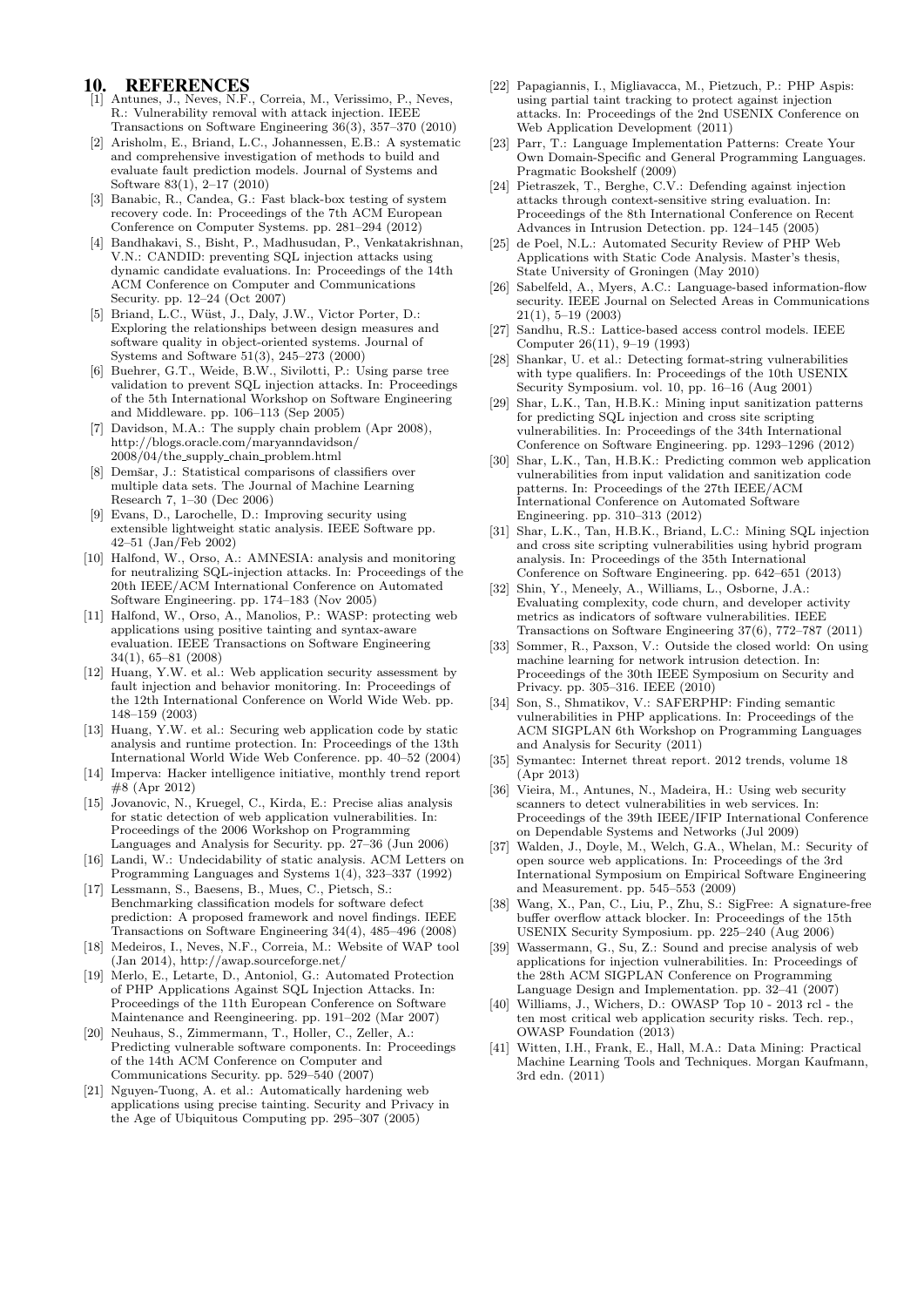# 10. REFERENCES

[1] Antunes, J., Neves, N.F., Correia, M., Verissimo, P., Neves, R.: Vulnerability removal with attack injection. IEEE Transactions on Software Engineering 36(3), 357–370 (2010)

[2] Arisholm, E., Briand, L.C., Johannessen, E.B.: A systematic and comprehensive investigation of methods to build and evaluate fault prediction models. Journal of Systems and Software 83(1), 2–17 (2010)

[3] Banabic, R., Candea, G.: Fast black-box testing of system recovery code. In: Proceedings of the 7th ACM European Conference on Computer Systems. pp. 281–294 (2012)

[4] Bandhakavi, S., Bisht, P., Madhusudan, P., Venkatakrishnan, V.N.: CANDID: preventing SQL injection attacks using dynamic candidate evaluations. In: Proceedings of the 14th ACM Conference on Computer and Communications Security. pp. 12–24 (Oct 2007)

[5] Briand, L.C., Wüst, J., Daly, J.W., Victor Porter, D.: Exploring the relationships between design measures and software quality in object-oriented systems. Journal of Systems and Software 51(3), 245–273 (2000)

[6] Buehrer, G.T., Weide, B.W., Sivilotti, P.: Using parse tree validation to prevent SQL injection attacks. In: Proceedings of the 5th International Workshop on Software Engineering and Middleware. pp. 106–113 (Sep 2005)

[7] Davidson, M.A.: The supply chain problem (Apr 2008), http://blogs.oracle.com/maryanndavidson/2008/04/the_supply_chain_problem.html

[8] Demšar, J.: Statistical comparisons of classifiers over multiple data sets. The Journal of Machine Learning Research 7, 1–30 (Dec 2006)

[9] Evans, D., Larochelle, D.: Improving security using extensible lightweight static analysis. IEEE Software pp. 42–51 (Jan/Feb 2002)

[10] Halfond, W., Orso, A.: AMNESIA: analysis and monitoring for neutralizing SQL-injection attacks. In: Proceedings of the 20th IEEE/ACM International Conference on Automated Software Engineering. pp. 174–183 (Nov 2005)

[11] Halfond, W., Orso, A., Manolios, P.: WASP: protecting web applications using positive tainting and syntax-aware evaluation. IEEE Transactions on Software Engineering 34(1), 65–81 (2008)

[12] Huang, Y.W. et al.: Web application security assessment by fault injection and behavior monitoring. In: Proceedings of the 12th International Conference on World Wide Web. pp. 148–159 (2003)

[13] Huang, Y.W. et al.: Securing web application code by static analysis and runtime protection. In: Proceedings of the 13th International World Wide Web Conference. pp. 40–52 (2004)

[14] Imperva: Hacker intelligence initiative, monthly trend report #8 (Apr 2012)

[15] Jovanovic, N., Kruegel, C., Kirda, E.: Precise alias analysis for static detection of web application vulnerabilities. In: Proceedings of the 2006 Workshop on Programming Languages and Analysis for Security. pp. 27–36 (Jun 2006)

[16] Landi, W.: Undecidability of static analysis. ACM Letters on Programming Languages and Systems 1(4), 323–337 (1992)

[17] Lessmann, S., Baesens, B., Mues, C., Pietsch, S.: Benchmarking classification models for software defect prediction: A proposed framework and novel findings. IEEE Transactions on Software Engineering 34(4), 485–496 (2008)

[18] Medeiros, I., Neves, N.F., Correia, M.: Website of WAP tool (Jan 2014), http://awap.sourceforge.net/

[19] Merlo, E., Letarte, D., Antoniol, G.: Automated Protection of PHP Applications Against SQL Injection Attacks. In: Proceedings of the 11th European Conference on Software Maintenance and Reengineering. pp. 191–202 (Mar 2007)

[20] Neuhaus, S., Zimmermann, T., Holler, C., Zeller, A.: Predicting vulnerable software components. In: Proceedings of the 14th ACM Conference on Computer and Communications Security. pp. 529–540 (2007)

[21] Nguyen-Tuong, A. et al.: Automatically hardening web applications using precise tainting. Security and Privacy in the Age of Ubiquitous Computing pp. 295–307 (2005)

[22] Papagiannis, I., Migliavacca, M., Pietzuch, P.: PHP Aspis: using partial taint tracking to protect against injection attacks. In: Proceedings of the 2nd USENIX Conference on Web Application Development (2011)

[23] Parr, T.: Language Implementation Patterns: Create Your Own Domain-Specific and General Programming Languages. Pragmatic Bookshelf (2009)

[24] Pietraszek, T., Berghe, C.V.: Defending against injection attacks through context-sensitive string evaluation. In: Proceedings of the 8th International Conference on Recent Advances in Intrusion Detection. pp. 124–145 (2005)

[25] de Poel, N.L.: Automated Security Review of PHP Web Applications with Static Code Analysis. Master's thesis, State University of Groningen (May 2010)

[26] Sabelfeld, A., Myers, A.C.: Language-based information-flow security. IEEE Journal on Selected Areas in Communications 21(1), 5–19 (2003)

[27] Sandhu, R.S.: Lattice-based access control models. IEEE Computer 26(11), 9–19 (1993)

[28] Shankar, U. et al.: Detecting format-string vulnerabilities with type qualifiers. In: Proceedings of the 10th USENIX Security Symposium. vol. 10, pp. 16–16 (Aug 2001)

[29] Shar, L.K., Tan, H.B.K.: Mining input sanitization patterns for predicting SQL injection and cross site scripting vulnerabilities. In: Proceedings of the 34th International Conference on Software Engineering. pp. 1293–1296 (2012)

[30] Shar, L.K., Tan, H.B.K.: Predicting common web application vulnerabilities from input validation and sanitization code patterns. In: Proceedings of the 27th IEEE/ACM International Conference on Automated Software Engineering. pp. 310–313 (2012)

[31] Shar, L.K., Tan, H.B.K., Briand, L.C.: Mining SQL injection and cross site scripting vulnerabilities using hybrid program analysis. In: Proceedings of the 35th International Conference on Software Engineering. pp. 642–651 (2013)

[32] Shin, Y., Meneely, A., Williams, L., Osborne, J.A.: Evaluating complexity, code churn, and developer activity metrics as indicators of software vulnerabilities. IEEE Transactions on Software Engineering 37(6), 772–787 (2011)

[33] Sommer, R., Paxson, V.: Outside the closed world: On using machine learning for network intrusion detection. In: Proceedings of the 30th IEEE Symposium on Security and Privacy. pp. 305–316. IEEE (2010)

[34] Son, S., Shmatikov, V.: SAFERPHP: Finding semantic vulnerabilities in PHP applications. In: Proceedings of the ACM SIGPLAN 6th Workshop on Programming Languages and Analysis for Security (2011)

[35] Symantec: Internet threat report. 2012 trends, volume 18 (Apr 2013)

[36] Vieira, M., Antunes, N., Madeira, H.: Using web security scanners to detect vulnerabilities in web services. In: Proceedings of the 39th IEEE/IFIP International Conference on Dependable Systems and Networks (Jul 2009)

[37] Walden, J., Doyle, M., Welch, G.A., Whelan, M.: Security of open source web applications. In: Proceedings of the 3rd International Symposium on Empirical Software Engineering and Measurement. pp. 545–553 (2009)

[38] Wang, X., Pan, C., Liu, P., Zhu, S.: SigFree: A signature-free buffer overflow attack blocker. In: Proceedings of the 15th USENIX Security Symposium. pp. 225–240 (Aug 2006)

[39] Wassermann, G., Su, Z.: Sound and precise analysis of web applications for injection vulnerabilities. In: Proceedings of the 28th ACM SIGPLAN Conference on Programming Language Design and Implementation. pp. 32–41 (2007)

[40] Williams, J., Wichers, D.: OWASP Top 10 - 2013 rcl - the ten most critical web application security risks. Tech. rep., OWASP Foundation (2013)

[41] Witten, I.H., Frank, E., Hall, M.A.: Data Mining: Practical Machine Learning Tools and Techniques. Morgan Kaufmann, 3rd edn. (2011)